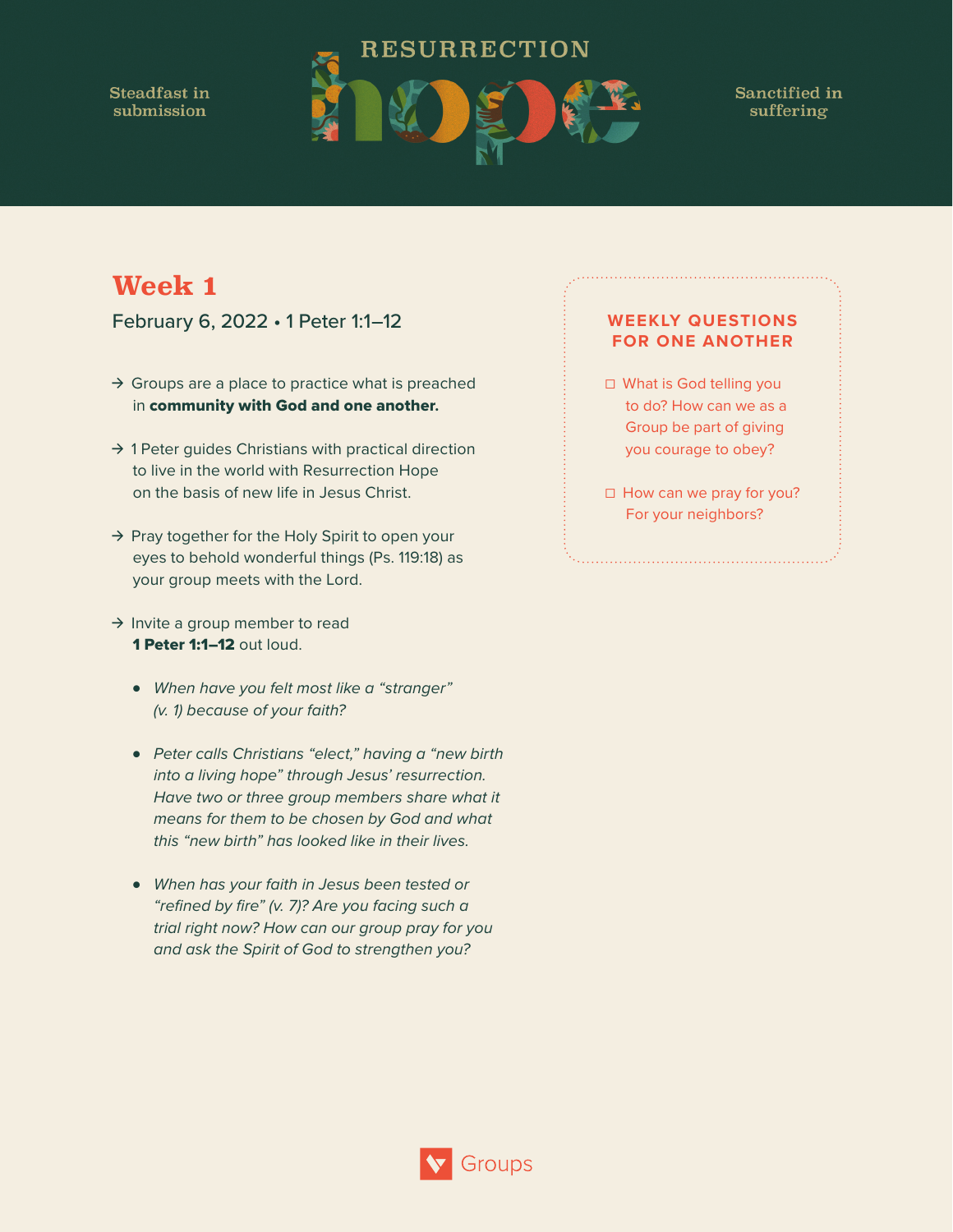Steadfast in submission

# RESURRECTION hope

Sanctified in suffering

## Week 1

February 6, 2022 • 1 Peter 1:1–12

→ Groups are a place to practice what is preached in **community with God and one another.**

→ 1 Peter guides Christians with practical direction to live in the world with Resurrection Hope on the basis of new life in Jesus Christ.

→ Pray together for the Holy Spirit to open your eyes to behold wonderful things (Ps. 119:18) as your group meets with the Lord.

→ Invite a group member to read **1 Peter 1:1–12** out loud.

- *When have you felt most like a "stranger" (v. 1) because of your faith?*
- *Peter calls Christians "elect," having a "new birth into a living hope" through Jesus' resurrection. Have two or three group members share what it means for them to be chosen by God and what this "new birth" has looked like in their lives.*
- *When has your faith in Jesus been tested or "refined by fire" (v. 7)? Are you facing such a trial right now? How can our group pray for you and ask the Spirit of God to strengthen you?*

### WEEKLY QUESTIONS FOR ONE ANOTHER

- ☐ What is God telling you to do? How can we as a Group be part of giving you courage to obey?
- ☐ How can we pray for you? For your neighbors?

Groups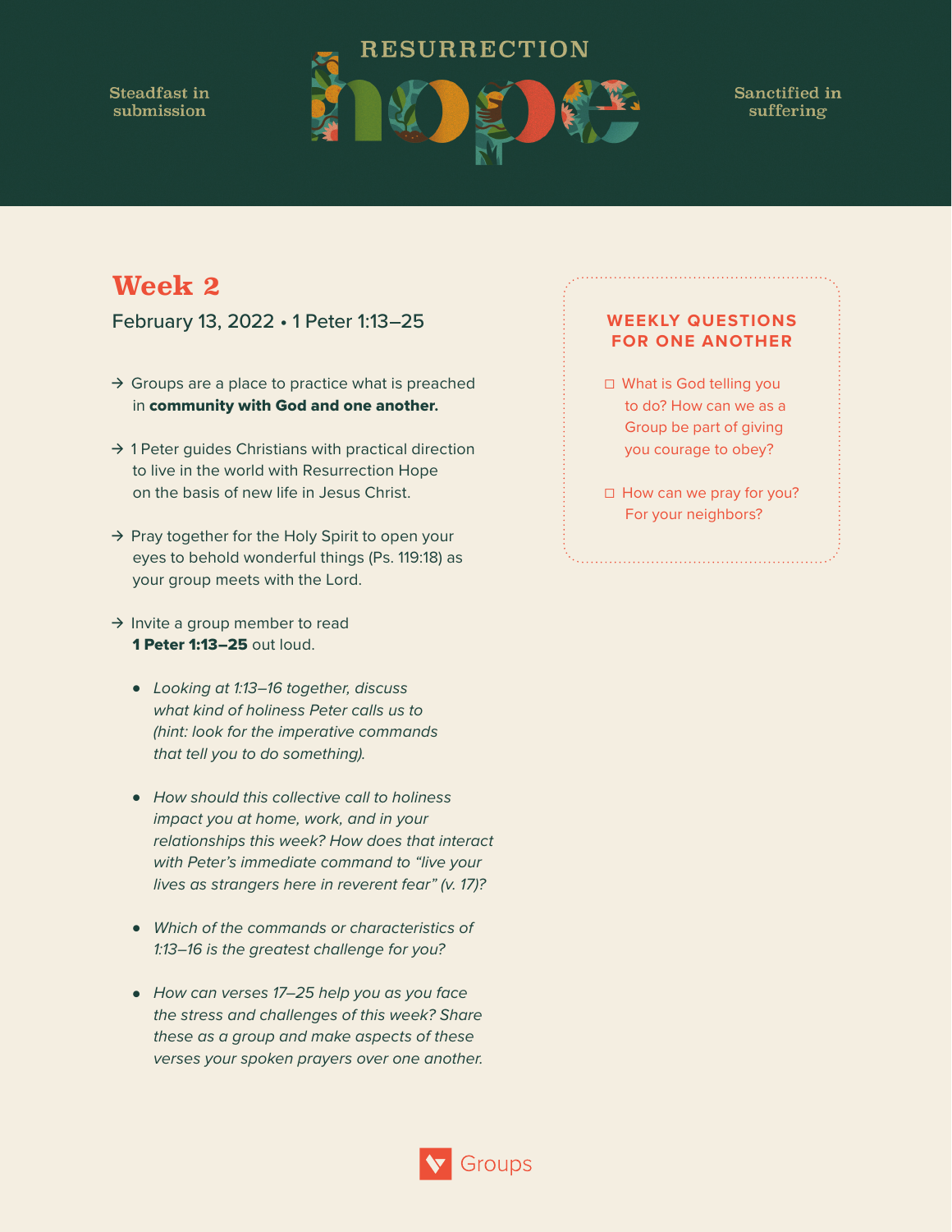RESURRECTION

# hope

Steadfast in submission

Sanctified in suffering

## Week 2

February 13, 2022 • 1 Peter 1:13–25

→ Groups are a place to practice what is preached in **community with God and one another.**

→ 1 Peter guides Christians with practical direction to live in the world with Resurrection Hope on the basis of new life in Jesus Christ.

→ Pray together for the Holy Spirit to open your eyes to behold wonderful things (Ps. 119:18) as your group meets with the Lord.

→ Invite a group member to read **1 Peter 1:13–25** out loud.

- *Looking at 1:13–16 together, discuss what kind of holiness Peter calls us to (hint: look for the imperative commands that tell you to do something).*
- *How should this collective call to holiness impact you at home, work, and in your relationships this week? How does that interact with Peter's immediate command to "live your lives as strangers here in reverent fear" (v. 17)?*
- *Which of the commands or characteristics of 1:13–16 is the greatest challenge for you?*
- *How can verses 17–25 help you as you face the stress and challenges of this week? Share these as a group and make aspects of these verses your spoken prayers over one another.*

### WEEKLY QUESTIONS FOR ONE ANOTHER

- ☐ What is God telling you to do? How can we as a Group be part of giving you courage to obey?
- ☐ How can we pray for you? For your neighbors?

Groups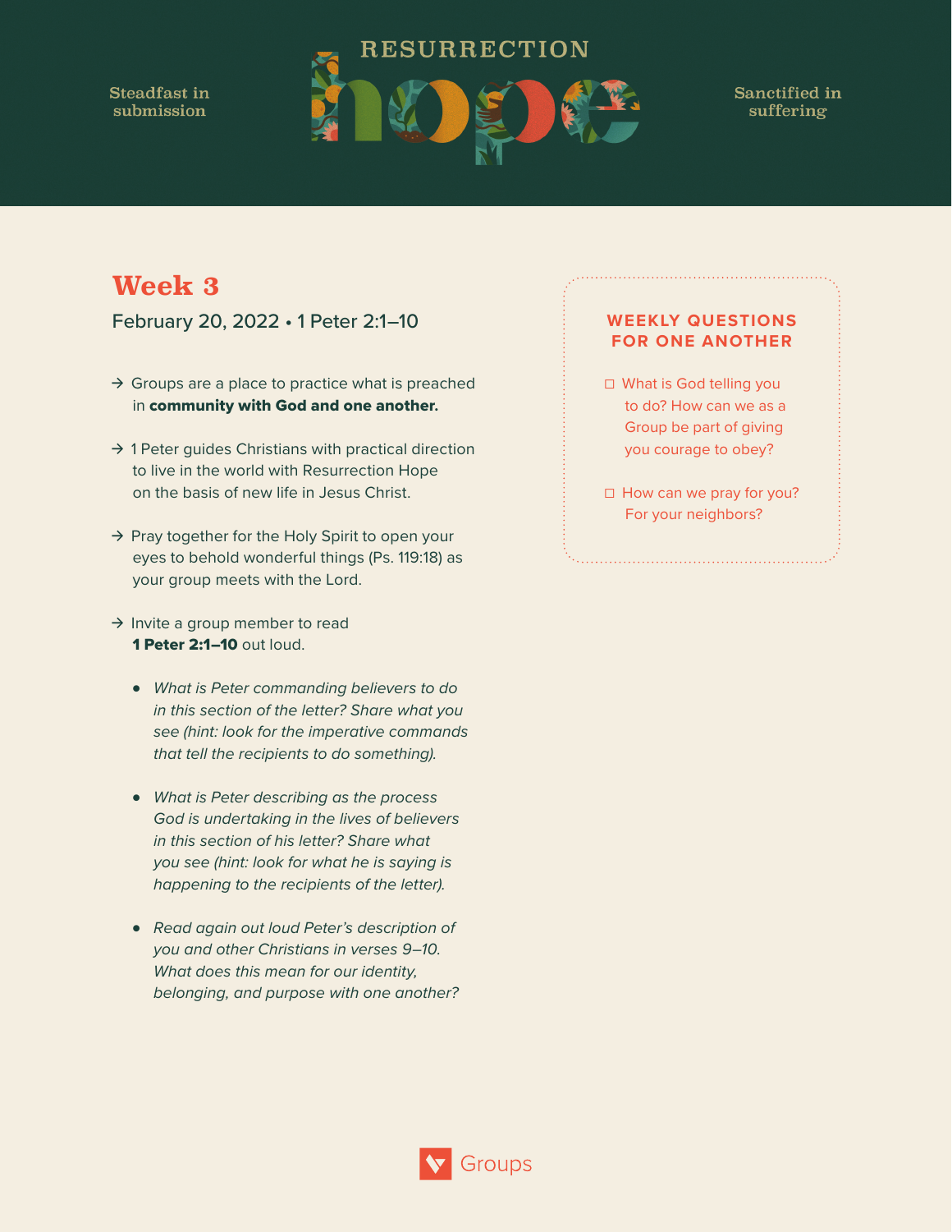Steadfast in submission

RESURRECTION

# hope

Sanctified in suffering

## Week 3

February 20, 2022 • 1 Peter 2:1–10

→ Groups are a place to practice what is preached in **community with God and one another.**

→ 1 Peter guides Christians with practical direction to live in the world with Resurrection Hope on the basis of new life in Jesus Christ.

→ Pray together for the Holy Spirit to open your eyes to behold wonderful things (Ps. 119:18) as your group meets with the Lord.

→ Invite a group member to read **1 Peter 2:1–10** out loud.

- *What is Peter commanding believers to do in this section of the letter? Share what you see (hint: look for the imperative commands that tell the recipients to do something).*
- *What is Peter describing as the process God is undertaking in the lives of believers in this section of his letter? Share what you see (hint: look for what he is saying is happening to the recipients of the letter).*
- *Read again out loud Peter's description of you and other Christians in verses 9–10. What does this mean for our identity, belonging, and purpose with one another?*

### WEEKLY QUESTIONS FOR ONE ANOTHER

- ☐ What is God telling you to do? How can we as a Group be part of giving you courage to obey?
- ☐ How can we pray for you? For your neighbors?

Groups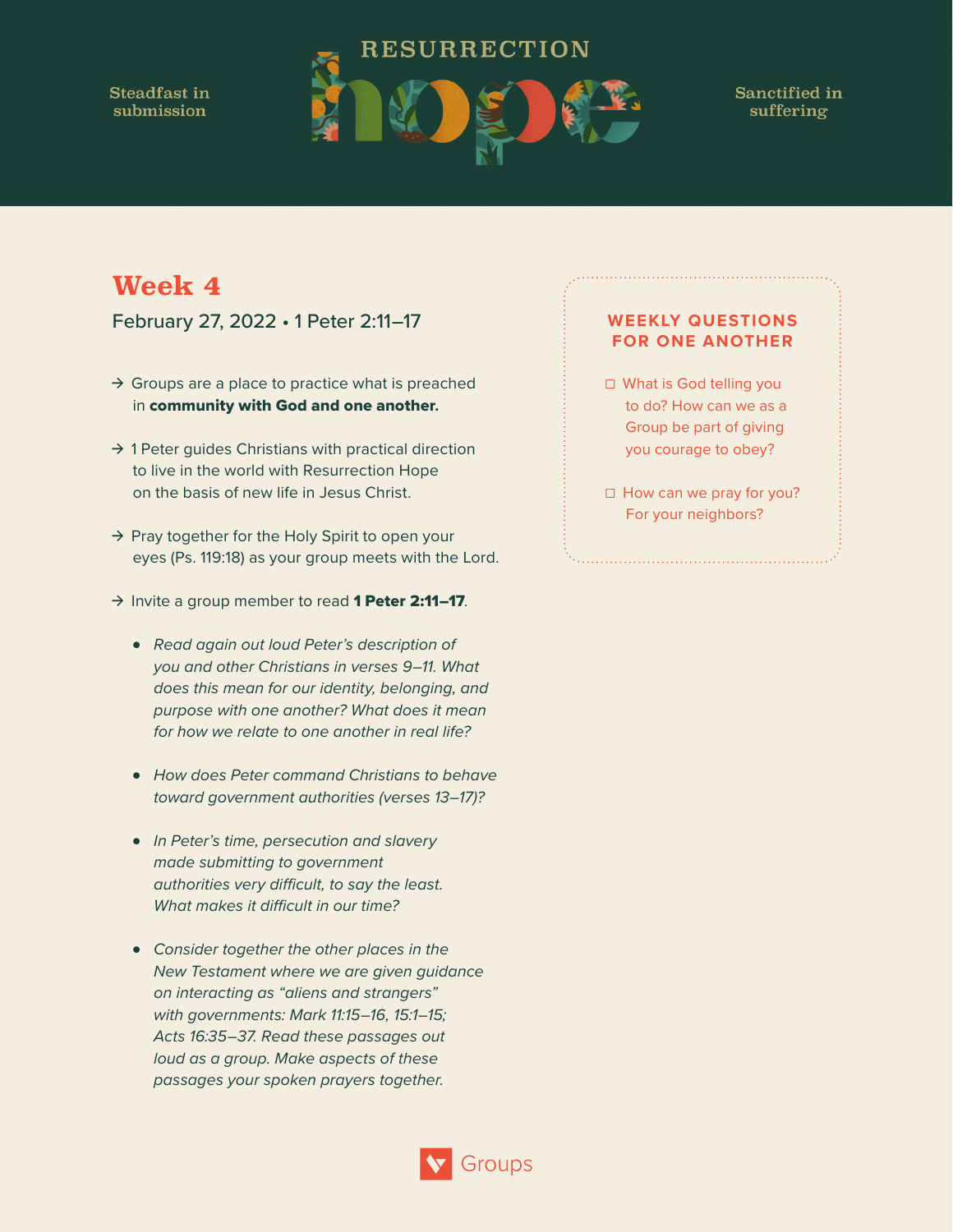RESURRECTION hope

Steadfast in submission

Sanctified in suffering

# Week 4

February 27, 2022 • 1 Peter 2:11–17

→ Groups are a place to practice what is preached in **community with God and one another.**

→ 1 Peter guides Christians with practical direction to live in the world with Resurrection Hope on the basis of new life in Jesus Christ.

→ Pray together for the Holy Spirit to open your eyes (Ps. 119:18) as your group meets with the Lord.

→ Invite a group member to read **1 Peter 2:11–17**.

- *Read again out loud Peter's description of you and other Christians in verses 9–11. What does this mean for our identity, belonging, and purpose with one another? What does it mean for how we relate to one another in real life?*
- *How does Peter command Christians to behave toward government authorities (verses 13–17)?*
- *In Peter's time, persecution and slavery made submitting to government authorities very difficult, to say the least. What makes it difficult in our time?*
- *Consider together the other places in the New Testament where we are given guidance on interacting as "aliens and strangers" with governments: Mark 11:15–16, 15:1–15; Acts 16:35–37. Read these passages out loud as a group. Make aspects of these passages your spoken prayers together.*

## WEEKLY QUESTIONS FOR ONE ANOTHER

- ☐ What is God telling you to do? How can we as a Group be part of giving you courage to obey?
- ☐ How can we pray for you? For your neighbors?

Groups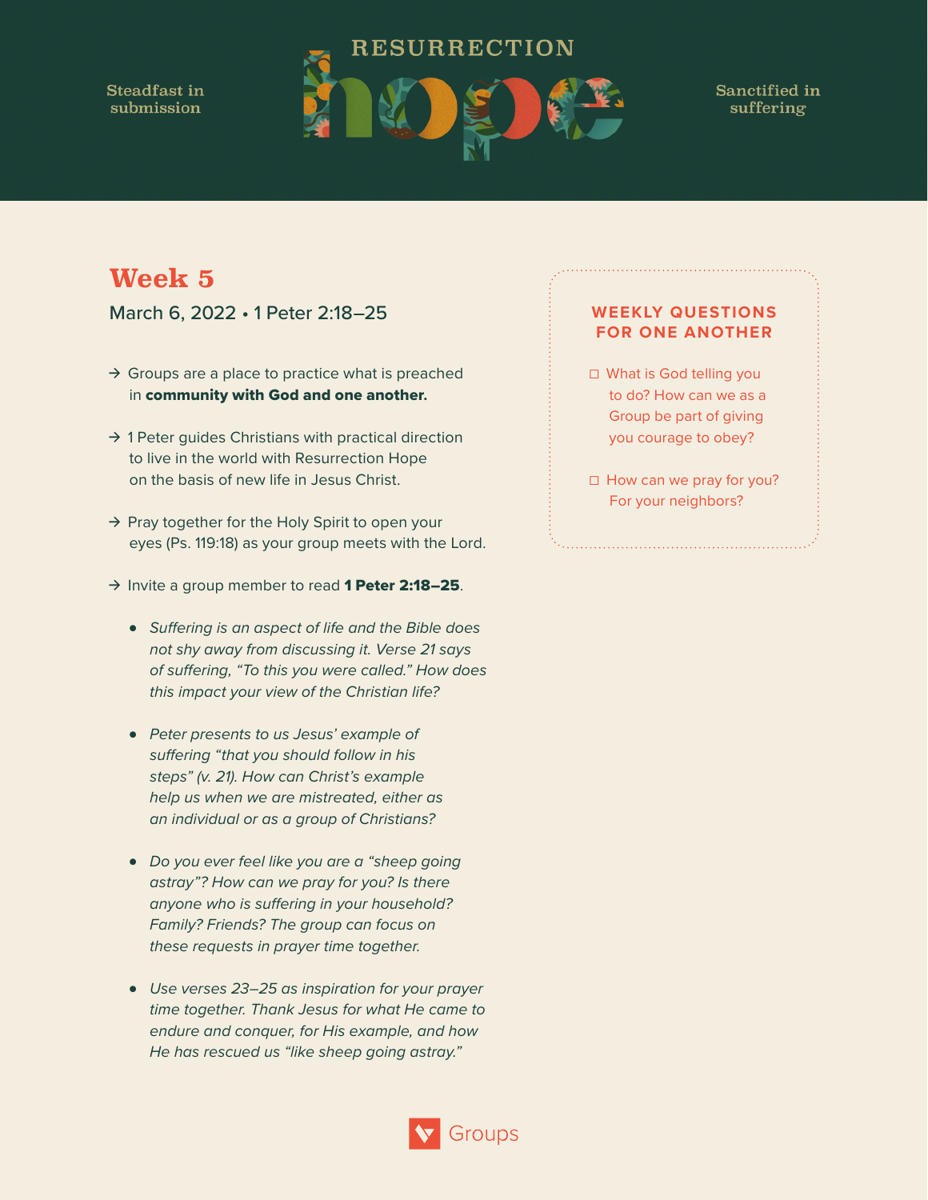Steadfast in submission

RESURRECTION

# hope

Sanctified in suffering

## Week 5

March 6, 2022 • 1 Peter 2:18–25

→ Groups are a place to practice what is preached in **community with God and one another.**

→ 1 Peter guides Christians with practical direction to live in the world with Resurrection Hope on the basis of new life in Jesus Christ.

→ Pray together for the Holy Spirit to open your eyes (Ps. 119:18) as your group meets with the Lord.

→ Invite a group member to read **1 Peter 2:18–25**.

- *Suffering is an aspect of life and the Bible does not shy away from discussing it. Verse 21 says of suffering, “To this you were called.” How does this impact your view of the Christian life?*
- *Peter presents to us Jesus’ example of suffering “that you should follow in his steps” (v. 21). How can Christ’s example help us when we are mistreated, either as an individual or as a group of Christians?*
- *Do you ever feel like you are a “sheep going astray”? How can we pray for you? Is there anyone who is suffering in your household? Family? Friends? The group can focus on these requests in prayer time together.*
- *Use verses 23–25 as inspiration for your prayer time together. Thank Jesus for what He came to endure and conquer, for His example, and how He has rescued us “like sheep going astray.”*

### WEEKLY QUESTIONS FOR ONE ANOTHER

- ☐ What is God telling you to do? How can we as a Group be part of giving you courage to obey?
- ☐ How can we pray for you? For your neighbors?

Groups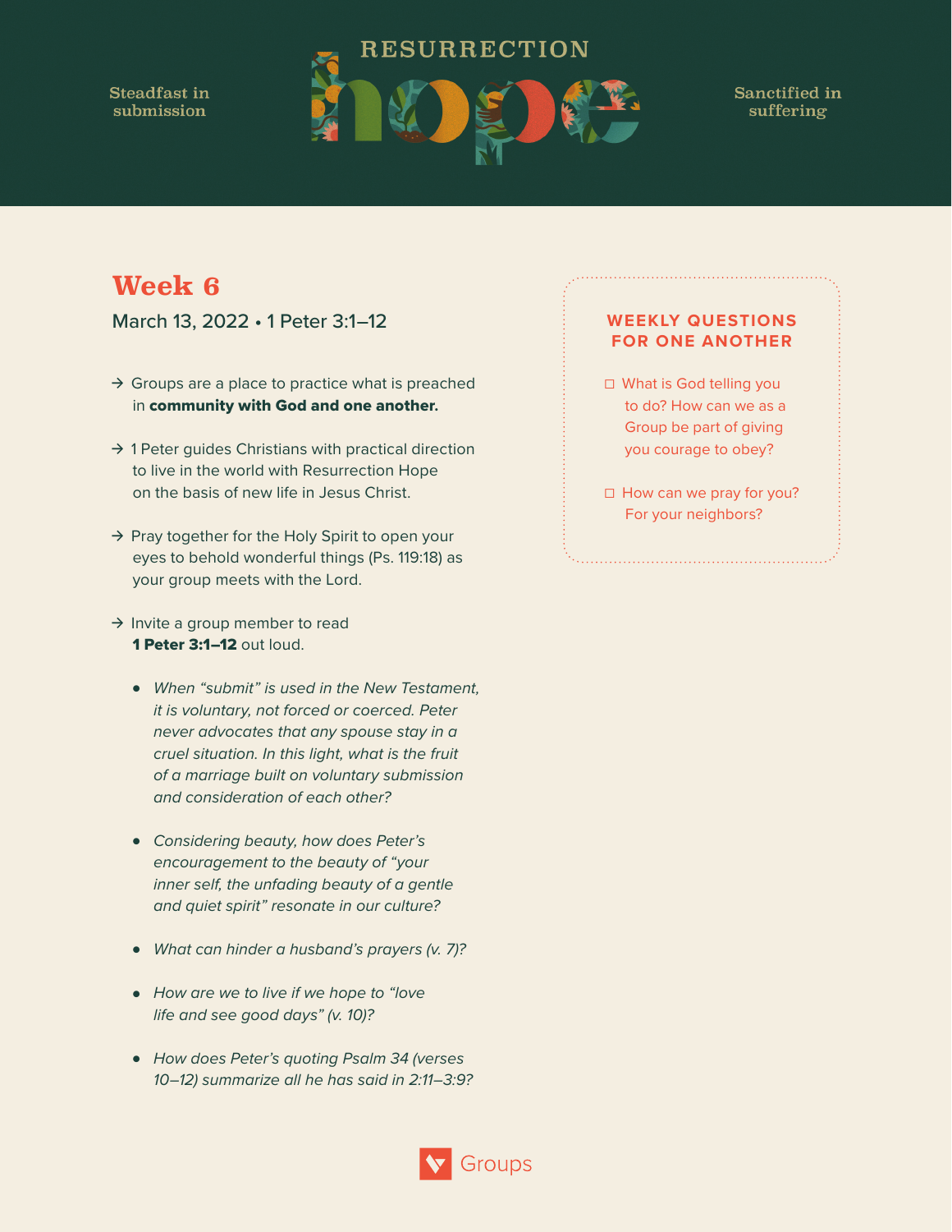Steadfast in submission

RESURRECTION

# hope

Sanctified in suffering

## Week 6

March 13, 2022 • 1 Peter 3:1–12

→ Groups are a place to practice what is preached in **community with God and one another.**

→ 1 Peter guides Christians with practical direction to live in the world with Resurrection Hope on the basis of new life in Jesus Christ.

→ Pray together for the Holy Spirit to open your eyes to behold wonderful things (Ps. 119:18) as your group meets with the Lord.

→ Invite a group member to read **1 Peter 3:1–12** out loud.

- *When "submit" is used in the New Testament, it is voluntary, not forced or coerced. Peter never advocates that any spouse stay in a cruel situation. In this light, what is the fruit of a marriage built on voluntary submission and consideration of each other?*
- *Considering beauty, how does Peter's encouragement to the beauty of "your inner self, the unfading beauty of a gentle and quiet spirit" resonate in our culture?*
- *What can hinder a husband's prayers (v. 7)?*
- *How are we to live if we hope to "love life and see good days" (v. 10)?*
- *How does Peter's quoting Psalm 34 (verses 10–12) summarize all he has said in 2:11–3:9?*

### WEEKLY QUESTIONS FOR ONE ANOTHER

- ☐ What is God telling you to do? How can we as a Group be part of giving you courage to obey?
- ☐ How can we pray for you? For your neighbors?

Groups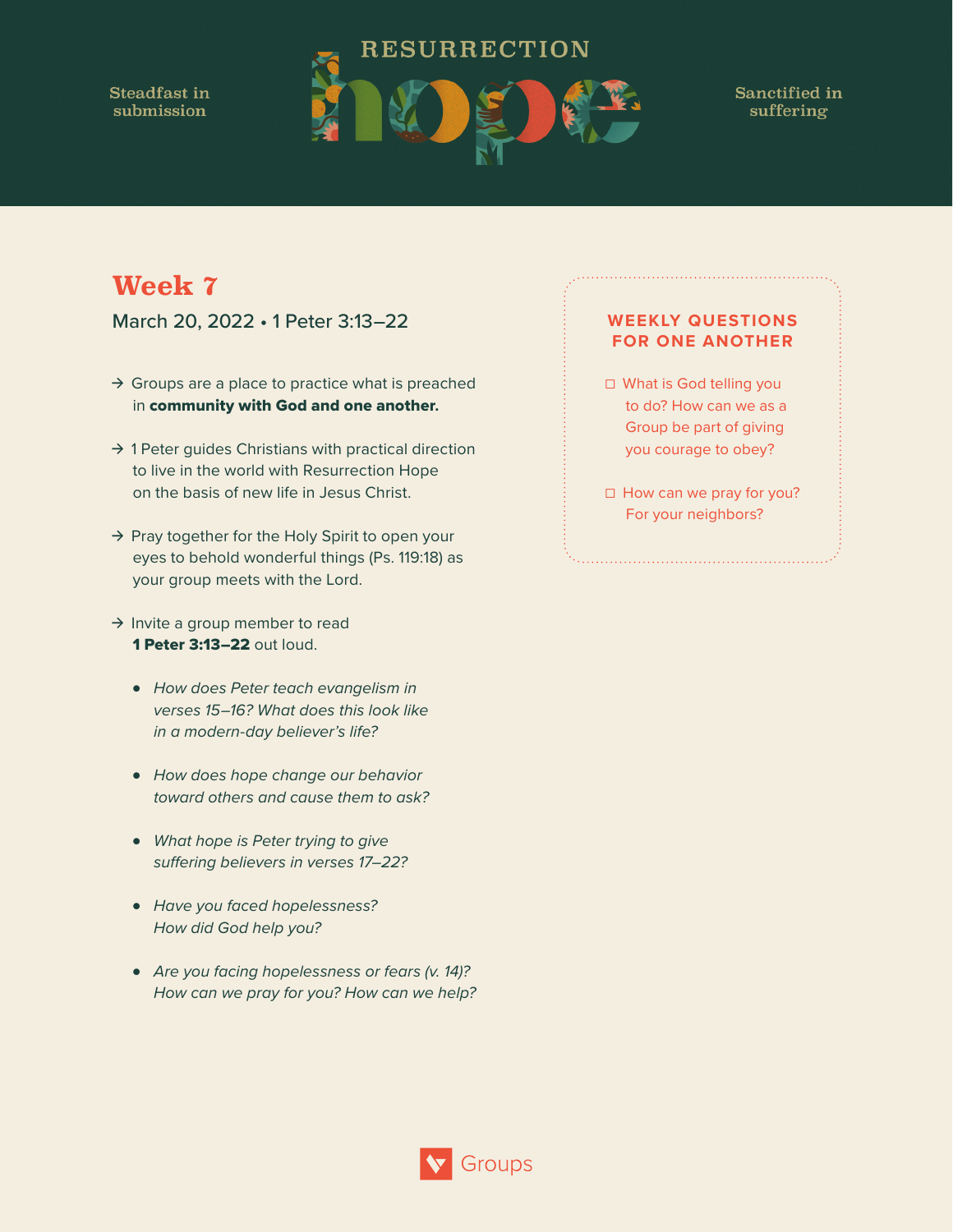Steadfast in submission

RESURRECTION

# hope

Sanctified in suffering

## Week 7

March 20, 2022 • 1 Peter 3:13–22

→ Groups are a place to practice what is preached in **community with God and one another.**

→ 1 Peter guides Christians with practical direction to live in the world with Resurrection Hope on the basis of new life in Jesus Christ.

→ Pray together for the Holy Spirit to open your eyes to behold wonderful things (Ps. 119:18) as your group meets with the Lord.

→ Invite a group member to read **1 Peter 3:13–22** out loud.

- *How does Peter teach evangelism in verses 15–16? What does this look like in a modern-day believer's life?*
- *How does hope change our behavior toward others and cause them to ask?*
- *What hope is Peter trying to give suffering believers in verses 17–22?*
- *Have you faced hopelessness? How did God help you?*
- *Are you facing hopelessness or fears (v. 14)? How can we pray for you? How can we help?*

### WEEKLY QUESTIONS FOR ONE ANOTHER

- ☐ What is God telling you to do? How can we as a Group be part of giving you courage to obey?
- ☐ How can we pray for you? For your neighbors?

Groups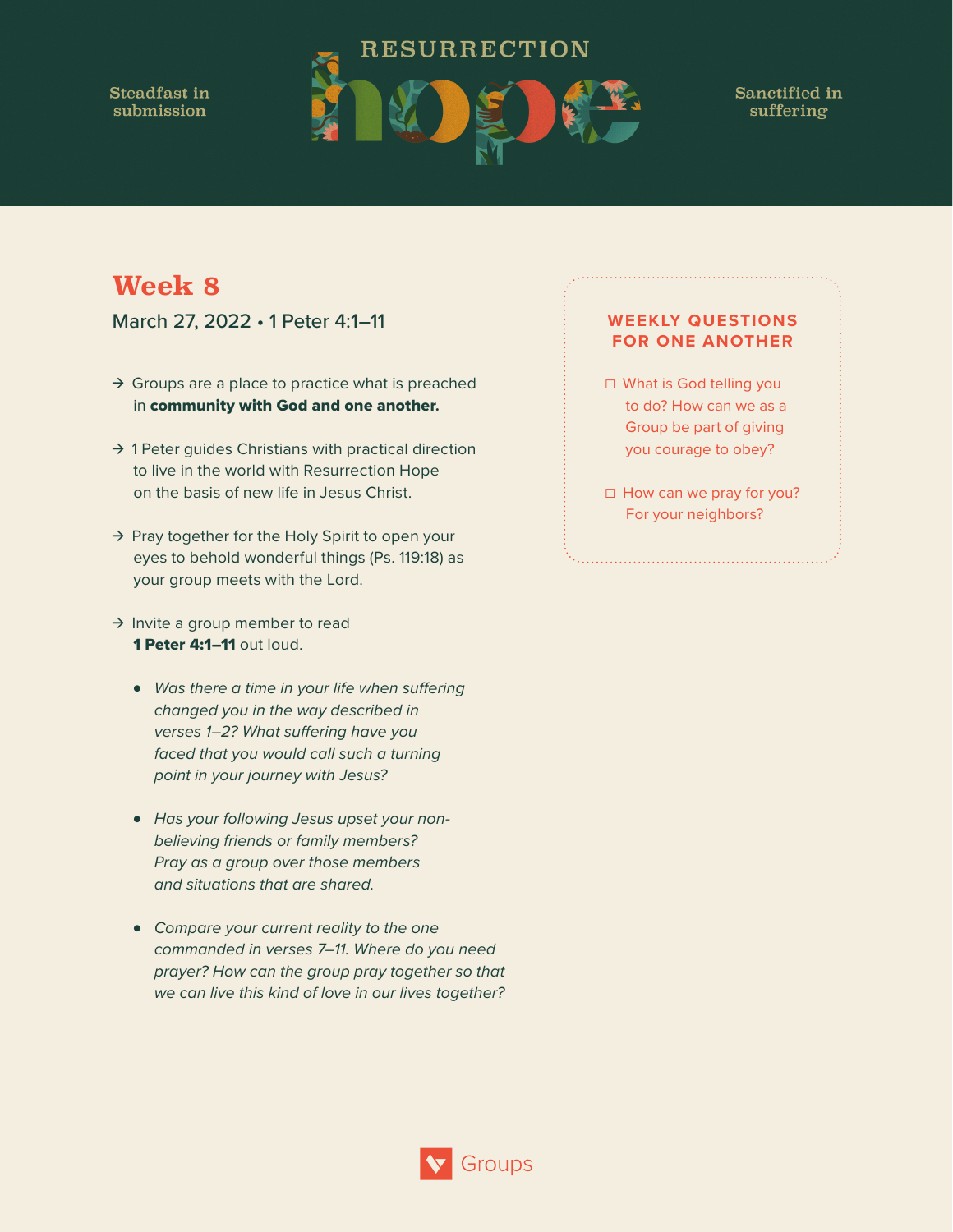RESURRECTION

# hope

Steadfast in submission

Sanctified in suffering

## Week 8

March 27, 2022 • 1 Peter 4:1–11

→ Groups are a place to practice what is preached in **community with God and one another.**

→ 1 Peter guides Christians with practical direction to live in the world with Resurrection Hope on the basis of new life in Jesus Christ.

→ Pray together for the Holy Spirit to open your eyes to behold wonderful things (Ps. 119:18) as your group meets with the Lord.

→ Invite a group member to read **1 Peter 4:1–11** out loud.

- *Was there a time in your life when suffering changed you in the way described in verses 1–2? What suffering have you faced that you would call such a turning point in your journey with Jesus?*
- *Has your following Jesus upset your non-believing friends or family members? Pray as a group over those members and situations that are shared.*
- *Compare your current reality to the one commanded in verses 7–11. Where do you need prayer? How can the group pray together so that we can live this kind of love in our lives together?*

### WEEKLY QUESTIONS FOR ONE ANOTHER

- ☐ What is God telling you to do? How can we as a Group be part of giving you courage to obey?
- ☐ How can we pray for you? For your neighbors?

Groups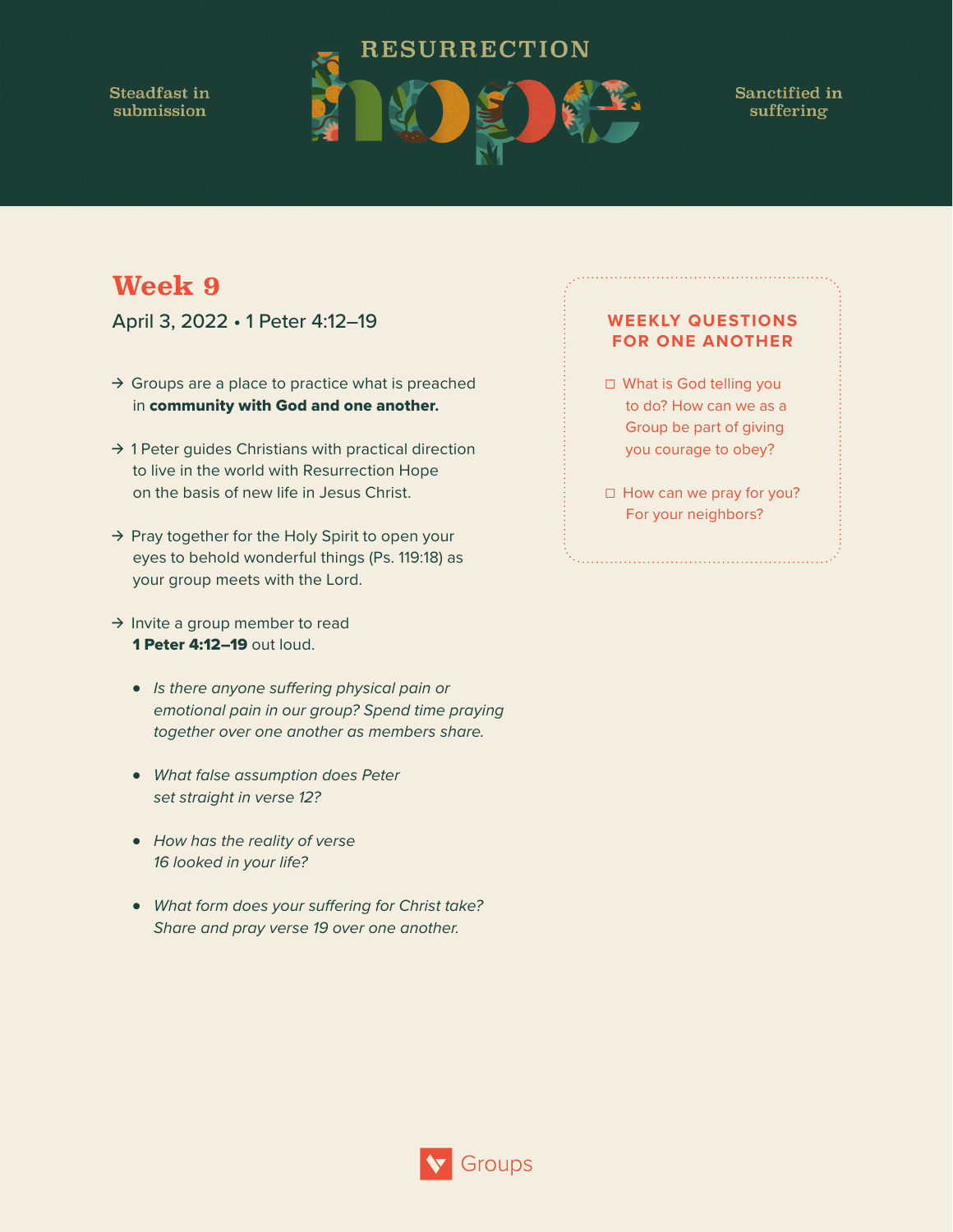Steadfast in submission

RESURRECTION

hope

Sanctified in suffering

# Week 9

April 3, 2022 • 1 Peter 4:12–19

→ Groups are a place to practice what is preached in **community with God and one another.**

→ 1 Peter guides Christians with practical direction to live in the world with Resurrection Hope on the basis of new life in Jesus Christ.

→ Pray together for the Holy Spirit to open your eyes to behold wonderful things (Ps. 119:18) as your group meets with the Lord.

→ Invite a group member to read **1 Peter 4:12–19** out loud.

- *Is there anyone suffering physical pain or emotional pain in our group? Spend time praying together over one another as members share.*
- *What false assumption does Peter set straight in verse 12?*
- *How has the reality of verse 16 looked in your life?*
- *What form does your suffering for Christ take? Share and pray verse 19 over one another.*

## WEEKLY QUESTIONS FOR ONE ANOTHER

- ☐ What is God telling you to do? How can we as a Group be part of giving you courage to obey?
- ☐ How can we pray for you? For your neighbors?

Groups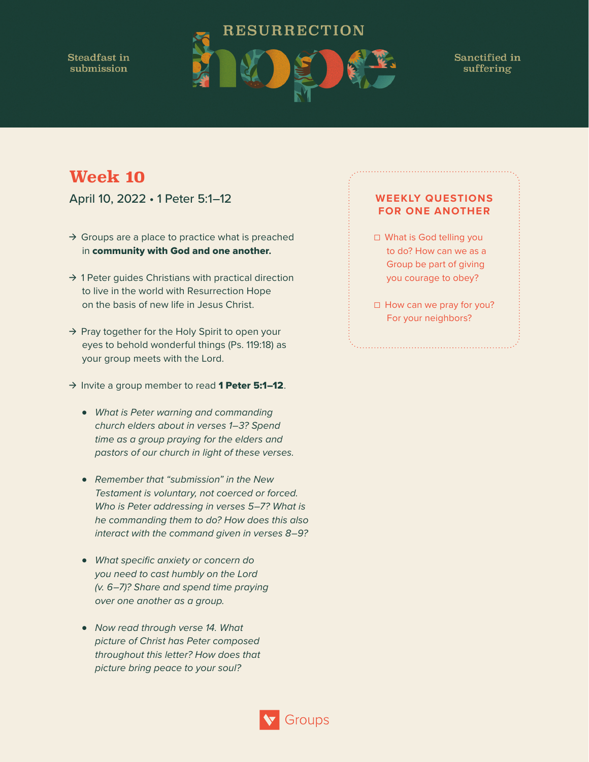Steadfast in submission

# RESURRECTION hope

Sanctified in suffering

## Week 10

April 10, 2022 • 1 Peter 5:1–12

→ Groups are a place to practice what is preached in **community with God and one another.**

→ 1 Peter guides Christians with practical direction to live in the world with Resurrection Hope on the basis of new life in Jesus Christ.

→ Pray together for the Holy Spirit to open your eyes to behold wonderful things (Ps. 119:18) as your group meets with the Lord.

→ Invite a group member to read **1 Peter 5:1–12**.

- *What is Peter warning and commanding church elders about in verses 1–3? Spend time as a group praying for the elders and pastors of our church in light of these verses.*
- *Remember that "submission" in the New Testament is voluntary, not coerced or forced. Who is Peter addressing in verses 5–7? What is he commanding them to do? How does this also interact with the command given in verses 8–9?*
- *What specific anxiety or concern do you need to cast humbly on the Lord (v. 6–7)? Share and spend time praying over one another as a group.*
- *Now read through verse 14. What picture of Christ has Peter composed throughout this letter? How does that picture bring peace to your soul?*

### WEEKLY QUESTIONS FOR ONE ANOTHER

- ☐ What is God telling you to do? How can we as a Group be part of giving you courage to obey?
- ☐ How can we pray for you? For your neighbors?

Groups